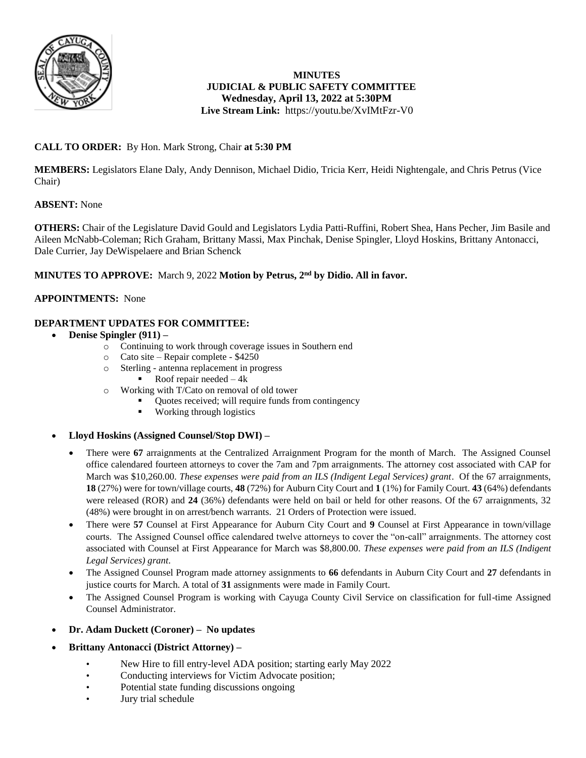# MINUTES
## JUDICIAL & PUBLIC SAFETY COMMITTEE
**Wednesday, April 13, 2022 at 5:30PM**
**Live Stream Link:** https://youtu.be/XvIMtFzr-V0

**CALL TO ORDER:** By Hon. Mark Strong, Chair **at 5:30 PM**

**MEMBERS:** Legislators Elane Daly, Andy Dennison, Michael Didio, Tricia Kerr, Heidi Nightengale, and Chris Petrus (Vice Chair)

**ABSENT:** None

**OTHERS:** Chair of the Legislature David Gould and Legislators Lydia Patti-Ruffini, Robert Shea, Hans Pecher, Jim Basile and Aileen McNabb-Coleman; Rich Graham, Brittany Massi, Max Pinchak, Denise Spingler, Lloyd Hoskins, Brittany Antonacci, Dale Currier, Jay DeWispelaere and Brian Schenck

**MINUTES TO APPROVE:** March 9, 2022 **Motion by Petrus, 2nd by Didio. All in favor.**

**APPOINTMENTS:** None

**DEPARTMENT UPDATES FOR COMMITTEE:**

- **Denise Spingler (911) –**
  - Continuing to work through coverage issues in Southern end
  - Cato site – Repair complete - $4250
  - Sterling - antenna replacement in progress
    - Roof repair needed – 4k
  - Working with T/Cato on removal of old tower
    - Quotes received; will require funds from contingency
    - Working through logistics

- **Lloyd Hoskins (Assigned Counsel/Stop DWI) –**
  - There were **67** arraignments at the Centralized Arraignment Program for the month of March. The Assigned Counsel office calendared fourteen attorneys to cover the 7am and 7pm arraignments. The attorney cost associated with CAP for March was $10,260.00. *These expenses were paid from an ILS (Indigent Legal Services) grant*. Of the 67 arraignments, **18** (27%) were for town/village courts, **48** (72%) for Auburn City Court and **1** (1%) for Family Court. **43** (64%) defendants were released (ROR) and **24** (36%) defendants were held on bail or held for other reasons. Of the 67 arraignments, 32 (48%) were brought in on arrest/bench warrants. 21 Orders of Protection were issued.
  - There were **57** Counsel at First Appearance for Auburn City Court and **9** Counsel at First Appearance in town/village courts. The Assigned Counsel office calendared twelve attorneys to cover the "on-call" arraignments. The attorney cost associated with Counsel at First Appearance for March was $8,800.00. *These expenses were paid from an ILS (Indigent Legal Services) grant*.
  - The Assigned Counsel Program made attorney assignments to **66** defendants in Auburn City Court and **27** defendants in justice courts for March. A total of **31** assignments were made in Family Court.
  - The Assigned Counsel Program is working with Cayuga County Civil Service on classification for full-time Assigned Counsel Administrator.

- **Dr. Adam Duckett (Coroner) – No updates**

- **Brittany Antonacci (District Attorney) –**
  - New Hire to fill entry-level ADA position; starting early May 2022
  - Conducting interviews for Victim Advocate position;
  - Potential state funding discussions ongoing
  - Jury trial schedule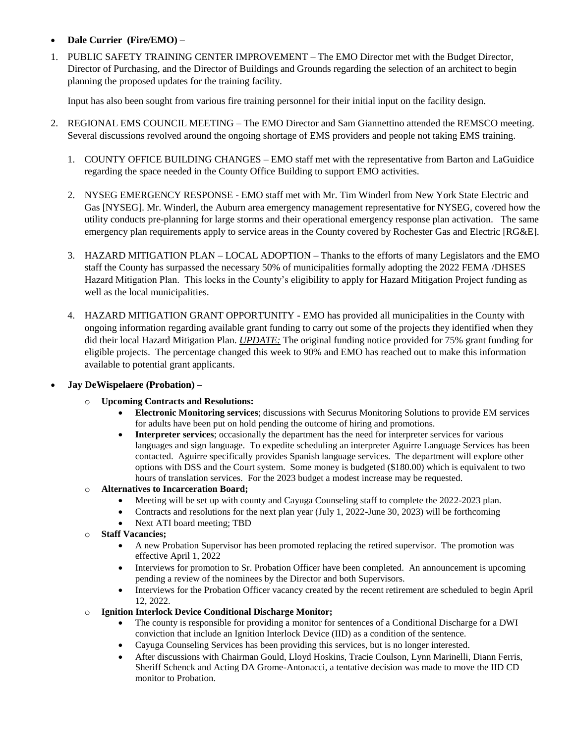- **Dale Currier (Fire/EMO) –**

1. PUBLIC SAFETY TRAINING CENTER IMPROVEMENT – The EMO Director met with the Budget Director, Director of Purchasing, and the Director of Buildings and Grounds regarding the selection of an architect to begin planning the proposed updates for the training facility.

   Input has also been sought from various fire training personnel for their initial input on the facility design.

2. REGIONAL EMS COUNCIL MEETING – The EMO Director and Sam Giannettino attended the REMSCO meeting. Several discussions revolved around the ongoing shortage of EMS providers and people not taking EMS training.

   1. COUNTY OFFICE BUILDING CHANGES – EMO staff met with the representative from Barton and LaGuidice regarding the space needed in the County Office Building to support EMO activities.

   2. NYSEG EMERGENCY RESPONSE - EMO staff met with Mr. Tim Winderl from New York State Electric and Gas [NYSEG]. Mr. Winderl, the Auburn area emergency management representative for NYSEG, covered how the utility conducts pre-planning for large storms and their operational emergency response plan activation. The same emergency plan requirements apply to service areas in the County covered by Rochester Gas and Electric [RG&E].

   3. HAZARD MITIGATION PLAN – LOCAL ADOPTION – Thanks to the efforts of many Legislators and the EMO staff the County has surpassed the necessary 50% of municipalities formally adopting the 2022 FEMA /DHSES Hazard Mitigation Plan. This locks in the County's eligibility to apply for Hazard Mitigation Project funding as well as the local municipalities.

   4. HAZARD MITIGATION GRANT OPPORTUNITY - EMO has provided all municipalities in the County with ongoing information regarding available grant funding to carry out some of the projects they identified when they did their local Hazard Mitigation Plan. ***UPDATE:*** The original funding notice provided for 75% grant funding for eligible projects. The percentage changed this week to 90% and EMO has reached out to make this information available to potential grant applicants.

- **Jay DeWispelaere (Probation) –**
  - **Upcoming Contracts and Resolutions:**
    - **Electronic Monitoring services**; discussions with Securus Monitoring Solutions to provide EM services for adults have been put on hold pending the outcome of hiring and promotions.
    - **Interpreter services**; occasionally the department has the need for interpreter services for various languages and sign language. To expedite scheduling an interpreter Aguirre Language Services has been contacted. Aguirre specifically provides Spanish language services. The department will explore other options with DSS and the Court system. Some money is budgeted ($180.00) which is equivalent to two hours of translation services. For the 2023 budget a modest increase may be requested.
  - **Alternatives to Incarceration Board;**
    - Meeting will be set up with county and Cayuga Counseling staff to complete the 2022-2023 plan.
    - Contracts and resolutions for the next plan year (July 1, 2022-June 30, 2023) will be forthcoming
    - Next ATI board meeting; TBD
  - **Staff Vacancies;**
    - A new Probation Supervisor has been promoted replacing the retired supervisor. The promotion was effective April 1, 2022
    - Interviews for promotion to Sr. Probation Officer have been completed. An announcement is upcoming pending a review of the nominees by the Director and both Supervisors.
    - Interviews for the Probation Officer vacancy created by the recent retirement are scheduled to begin April 12, 2022.
  - **Ignition Interlock Device Conditional Discharge Monitor;**
    - The county is responsible for providing a monitor for sentences of a Conditional Discharge for a DWI conviction that include an Ignition Interlock Device (IID) as a condition of the sentence.
    - Cayuga Counseling Services has been providing this services, but is no longer interested.
    - After discussions with Chairman Gould, Lloyd Hoskins, Tracie Coulson, Lynn Marinelli, Diann Ferris, Sheriff Schenck and Acting DA Grome-Antonacci, a tentative decision was made to move the IID CD monitor to Probation.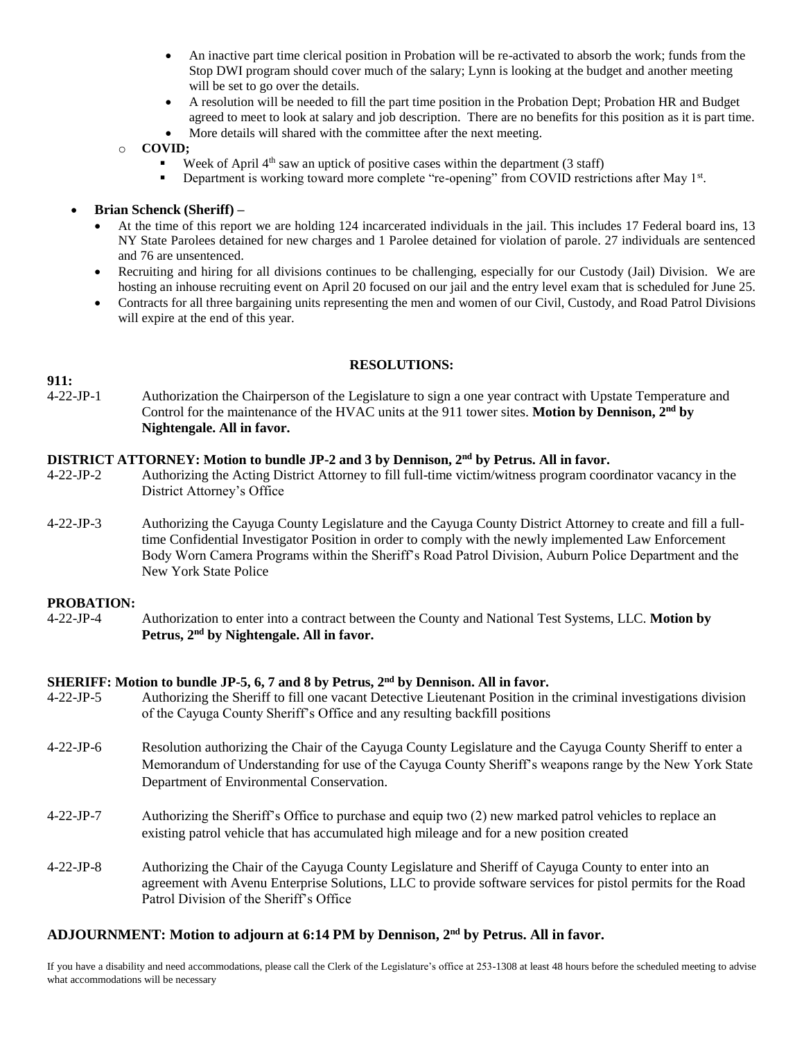- An inactive part time clerical position in Probation will be re-activated to absorb the work; funds from the Stop DWI program should cover much of the salary; Lynn is looking at the budget and another meeting will be set to go over the details.
- A resolution will be needed to fill the part time position in the Probation Dept; Probation HR and Budget agreed to meet to look at salary and job description. There are no benefits for this position as it is part time.
- More details will shared with the committee after the next meeting.

- **COVID;**
  - Week of April 4th saw an uptick of positive cases within the department (3 staff)
  - Department is working toward more complete "re-opening" from COVID restrictions after May 1st.

- **Brian Schenck (Sheriff) –**
  - At the time of this report we are holding 124 incarcerated individuals in the jail. This includes 17 Federal board ins, 13 NY State Parolees detained for new charges and 1 Parolee detained for violation of parole. 27 individuals are sentenced and 76 are unsentenced.
  - Recruiting and hiring for all divisions continues to be challenging, especially for our Custody (Jail) Division. We are hosting an inhouse recruiting event on April 20 focused on our jail and the entry level exam that is scheduled for June 25.
  - Contracts for all three bargaining units representing the men and women of our Civil, Custody, and Road Patrol Divisions will expire at the end of this year.

## RESOLUTIONS:

**911:**

4-22-JP-1 Authorization the Chairperson of the Legislature to sign a one year contract with Upstate Temperature and Control for the maintenance of the HVAC units at the 911 tower sites. **Motion by Dennison, 2nd by Nightengale. All in favor.**

**DISTRICT ATTORNEY: Motion to bundle JP-2 and 3 by Dennison, 2nd by Petrus. All in favor.**

4-22-JP-2 Authorizing the Acting District Attorney to fill full-time victim/witness program coordinator vacancy in the District Attorney's Office

4-22-JP-3 Authorizing the Cayuga County Legislature and the Cayuga County District Attorney to create and fill a full-time Confidential Investigator Position in order to comply with the newly implemented Law Enforcement Body Worn Camera Programs within the Sheriff's Road Patrol Division, Auburn Police Department and the New York State Police

**PROBATION:**

4-22-JP-4 Authorization to enter into a contract between the County and National Test Systems, LLC. **Motion by Petrus, 2nd by Nightengale. All in favor.**

**SHERIFF: Motion to bundle JP-5, 6, 7 and 8 by Petrus, 2nd by Dennison. All in favor.**

4-22-JP-5 Authorizing the Sheriff to fill one vacant Detective Lieutenant Position in the criminal investigations division of the Cayuga County Sheriff's Office and any resulting backfill positions

4-22-JP-6 Resolution authorizing the Chair of the Cayuga County Legislature and the Cayuga County Sheriff to enter a Memorandum of Understanding for use of the Cayuga County Sheriff's weapons range by the New York State Department of Environmental Conservation.

4-22-JP-7 Authorizing the Sheriff's Office to purchase and equip two (2) new marked patrol vehicles to replace an existing patrol vehicle that has accumulated high mileage and for a new position created

4-22-JP-8 Authorizing the Chair of the Cayuga County Legislature and Sheriff of Cayuga County to enter into an agreement with Avenu Enterprise Solutions, LLC to provide software services for pistol permits for the Road Patrol Division of the Sheriff's Office

**ADJOURNMENT: Motion to adjourn at 6:14 PM by Dennison, 2nd by Petrus. All in favor.**

If you have a disability and need accommodations, please call the Clerk of the Legislature's office at 253-1308 at least 48 hours before the scheduled meeting to advise what accommodations will be necessary